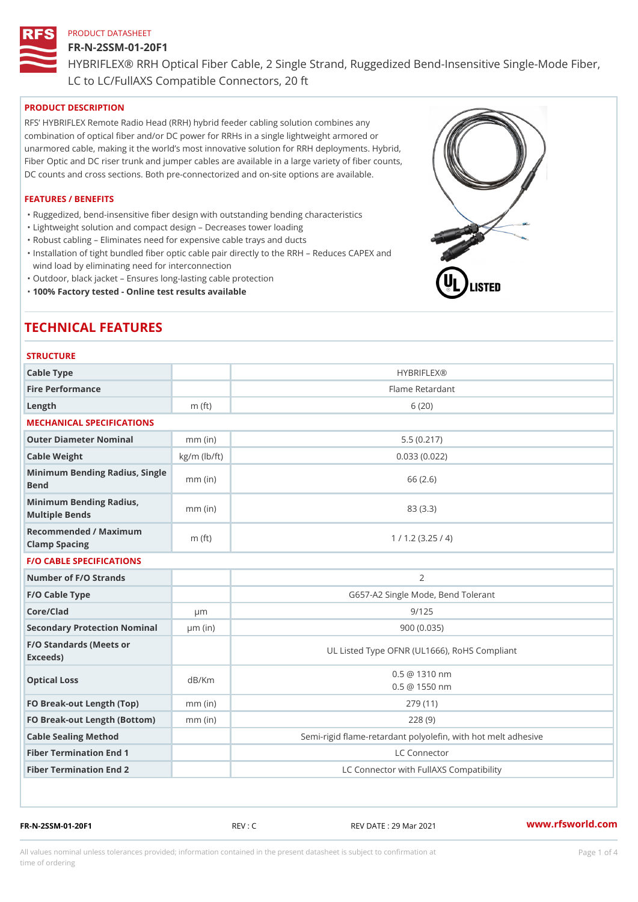PRODUCT DATASHEET

# FR-N-2SSM-01-20F1

HYBRIFLEX® RRH Optical Fiber Cable, 2 Single Strand, Ruggedized Bend-Insensitive Single-Mode Fiber, LC to LC/FullAXS Compatible Connectors, 20 ft

## PRODUCT DESCRIPTION

RFS' HYBRIFLEX Remote Radio Head (RRH) hybrid feeder cabling solution combines any combination of optical fiber and/or DC power for RRHs in a single lightweight armored or unarmored cable, making it the world's most innovative solution for RRH deployments. Hybrid, Fiber Optic and DC riser trunk and jumper cables are available in a large variety of fiber counts, DC counts and cross sections. Both pre-connectorized and on-site options are available.

## FEATURES / BENEFITS

- Ruggedized, bend-insensitive fiber design with outstanding bending characteristics
- Lightweight solution and compact design – Decreases tower loading
- Robust cabling – Eliminates need for expensive cable trays and ducts
- Installation of tight bundled fiber optic cable pair directly to the RRH – Reduces CAPEX and wind load by eliminating need for interconnection
- Outdoor, black jacket – Ensures long-lasting cable protection
- **100% Factory tested - Online test results available**

# TECHNICAL FEATURES

## STRUCTURE

| | | |
|---|---|---|
| Cable Type | | HYBRIFLEX® |
| Fire Performance | | Flame Retardant |
| Length | m (ft) | 6 (20) |

## MECHANICAL SPECIFICATIONS

| | | |
|---|---|---|
| Outer Diameter Nominal | mm (in) | 5.5 (0.217) |
| Cable Weight | kg/m (lb/ft) | 0.033 (0.022) |
| Minimum Bending Radius, Single Bend | mm (in) | 66 (2.6) |
| Minimum Bending Radius, Multiple Bends | mm (in) | 83 (3.3) |
| Recommended / Maximum Clamp Spacing | m (ft) | 1 / 1.2 (3.25 / 4) |

## F/O CABLE SPECIFICATIONS

| | | |
|---|---|---|
| Number of F/O Strands | | 2 |
| F/O Cable Type | | G657-A2 Single Mode, Bend Tolerant |
| Core/Clad | μm | 9/125 |
| Secondary Protection Nominal | μm (in) | 900 (0.035) |
| F/O Standards (Meets or Exceeds) | | UL Listed Type OFNR (UL1666), RoHS Compliant |
| Optical Loss | dB/Km | 0.5 @ 1310 nm<br>0.5 @ 1550 nm |
| FO Break-out Length (Top) | mm (in) | 279 (11) |
| FO Break-out Length (Bottom) | mm (in) | 228 (9) |
| Cable Sealing Method | | Semi-rigid flame-retardant polyolefin, with hot melt adhesive |
| Fiber Termination End 1 | | LC Connector |
| Fiber Termination End 2 | | LC Connector with FullAXS Compatibility |

FR-N-2SSM-01-20F1 REV : C REV DATE : 29 Mar 2021 www.rfsworld.com

All values nominal unless tolerances provided; information contained in the present datasheet is subject to confirmation at time of ordering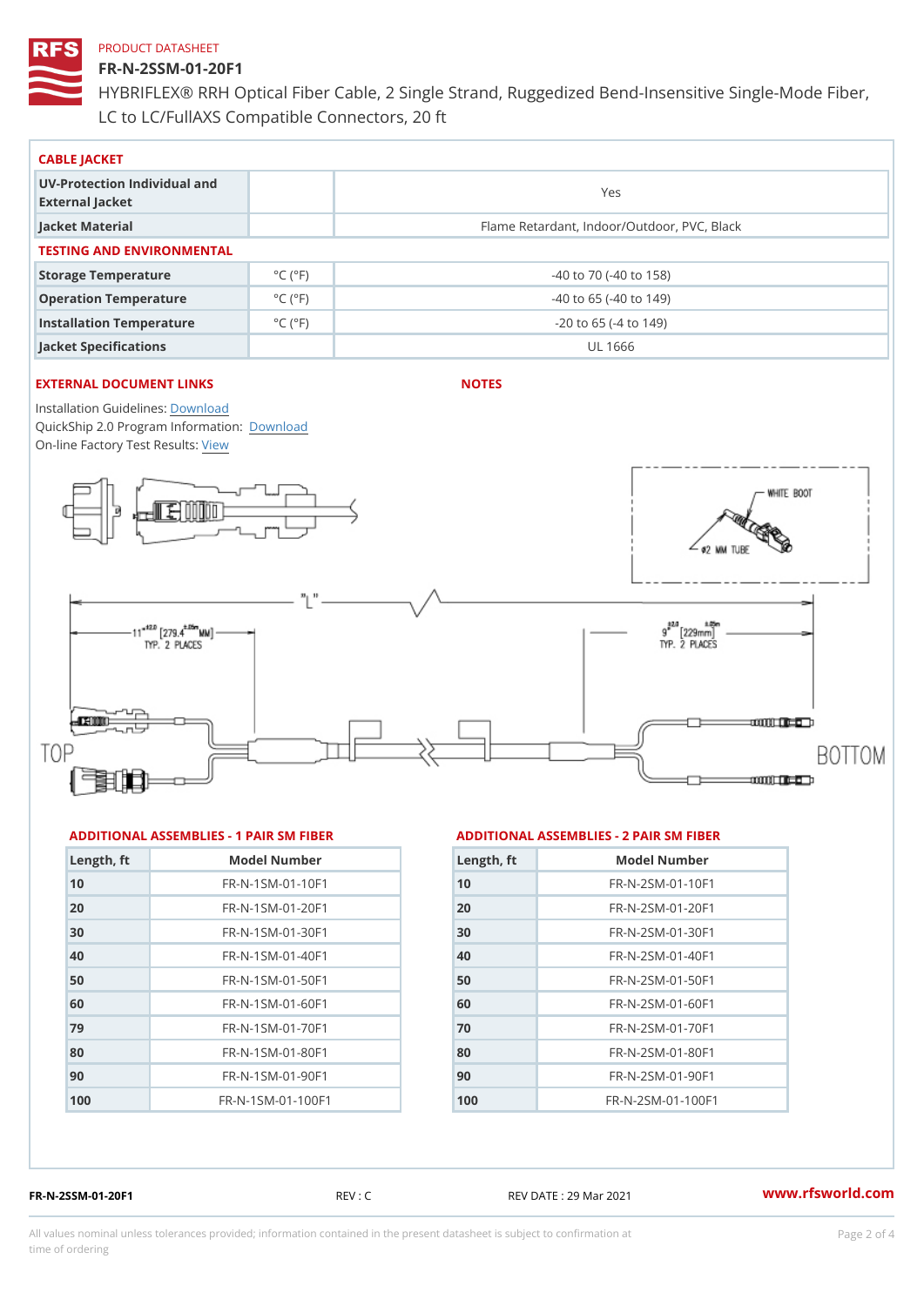PRODUCT DATASHEET

# FR-N-2SSM-01-20F1

HYBRIFLEX® RRH Optical Fiber Cable, 2 Single Strand, Ruggedized Bend-Insensitive Single-Mode Fiber, LC to LC/FullAXS Compatible Connectors, 20 ft

## CABLE JACKET

| | | |
|---|---|---|
| UV-Protection Individual and External Jacket | | Yes |
| Jacket Material | | Flame Retardant, Indoor/Outdoor, PVC, Black |

## TESTING AND ENVIRONMENTAL

| | | |
|---|---|---|
| Storage Temperature | °C (°F) | -40 to 70 (-40 to 158) |
| Operation Temperature | °C (°F) | -40 to 65 (-40 to 149) |
| Installation Temperature | °C (°F) | -20 to 65 (-4 to 149) |
| Jacket Specifications | | UL 1666 |

## EXTERNAL DOCUMENT LINKS

Installation Guidelines: Download
QuickShip 2.0 Program Information: Download
On-line Factory Test Results: View

## NOTES

WHITE BOOT
ø2 MM TUBE
"L"
11" [279.4 MM] TYP. 2 PLACES
9" [229mm] TYP. 2 PLACES
TOP
BOTTOM

## ADDITIONAL ASSEMBLIES - 1 PAIR SM FIBER

| Length, ft | Model Number |
|---|---|
| 10 | FR-N-1SM-01-10F1 |
| 20 | FR-N-1SM-01-20F1 |
| 30 | FR-N-1SM-01-30F1 |
| 40 | FR-N-1SM-01-40F1 |
| 50 | FR-N-1SM-01-50F1 |
| 60 | FR-N-1SM-01-60F1 |
| 79 | FR-N-1SM-01-70F1 |
| 80 | FR-N-1SM-01-80F1 |
| 90 | FR-N-1SM-01-90F1 |
| 100 | FR-N-1SM-01-100F1 |

## ADDITIONAL ASSEMBLIES - 2 PAIR SM FIBER

| Length, ft | Model Number |
|---|---|
| 10 | FR-N-2SM-01-10F1 |
| 20 | FR-N-2SM-01-20F1 |
| 30 | FR-N-2SM-01-30F1 |
| 40 | FR-N-2SM-01-40F1 |
| 50 | FR-N-2SM-01-50F1 |
| 60 | FR-N-2SM-01-60F1 |
| 70 | FR-N-2SM-01-70F1 |
| 80 | FR-N-2SM-01-80F1 |
| 90 | FR-N-2SM-01-90F1 |
| 100 | FR-N-2SM-01-100F1 |

FR-N-2SSM-01-20F1 REV : C REV DATE : 29 Mar 2021 www.rfsworld.com

All values nominal unless tolerances provided; information contained in the present datasheet is subject to confirmation at time of ordering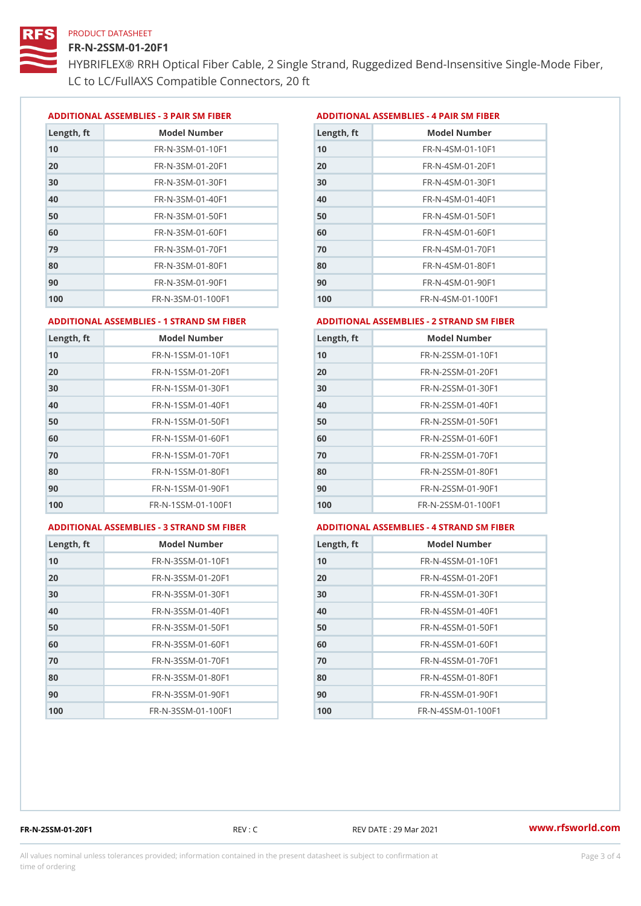PRODUCT DATASHEET

# FR-N-2SSM-01-20F1

HYBRIFLEX® RRH Optical Fiber Cable, 2 Single Strand, Ruggedized Bend-Insensitive Single-Mode Fiber, LC to LC/FullAXS Compatible Connectors, 20 ft

## ADDITIONAL ASSEMBLIES - 3 PAIR SM FIBER

| Length, ft | Model Number |
|---|---|
| 10 | FR-N-3SM-01-10F1 |
| 20 | FR-N-3SM-01-20F1 |
| 30 | FR-N-3SM-01-30F1 |
| 40 | FR-N-3SM-01-40F1 |
| 50 | FR-N-3SM-01-50F1 |
| 60 | FR-N-3SM-01-60F1 |
| 79 | FR-N-3SM-01-70F1 |
| 80 | FR-N-3SM-01-80F1 |
| 90 | FR-N-3SM-01-90F1 |
| 100 | FR-N-3SM-01-100F1 |

## ADDITIONAL ASSEMBLIES - 4 PAIR SM FIBER

| Length, ft | Model Number |
|---|---|
| 10 | FR-N-4SM-01-10F1 |
| 20 | FR-N-4SM-01-20F1 |
| 30 | FR-N-4SM-01-30F1 |
| 40 | FR-N-4SM-01-40F1 |
| 50 | FR-N-4SM-01-50F1 |
| 60 | FR-N-4SM-01-60F1 |
| 70 | FR-N-4SM-01-70F1 |
| 80 | FR-N-4SM-01-80F1 |
| 90 | FR-N-4SM-01-90F1 |
| 100 | FR-N-4SM-01-100F1 |

## ADDITIONAL ASSEMBLIES - 1 STRAND SM FIBER

| Length, ft | Model Number |
|---|---|
| 10 | FR-N-1SSM-01-10F1 |
| 20 | FR-N-1SSM-01-20F1 |
| 30 | FR-N-1SSM-01-30F1 |
| 40 | FR-N-1SSM-01-40F1 |
| 50 | FR-N-1SSM-01-50F1 |
| 60 | FR-N-1SSM-01-60F1 |
| 70 | FR-N-1SSM-01-70F1 |
| 80 | FR-N-1SSM-01-80F1 |
| 90 | FR-N-1SSM-01-90F1 |
| 100 | FR-N-1SSM-01-100F1 |

## ADDITIONAL ASSEMBLIES - 2 STRAND SM FIBER

| Length, ft | Model Number |
|---|---|
| 10 | FR-N-2SSM-01-10F1 |
| 20 | FR-N-2SSM-01-20F1 |
| 30 | FR-N-2SSM-01-30F1 |
| 40 | FR-N-2SSM-01-40F1 |
| 50 | FR-N-2SSM-01-50F1 |
| 60 | FR-N-2SSM-01-60F1 |
| 70 | FR-N-2SSM-01-70F1 |
| 80 | FR-N-2SSM-01-80F1 |
| 90 | FR-N-2SSM-01-90F1 |
| 100 | FR-N-2SSM-01-100F1 |

## ADDITIONAL ASSEMBLIES - 3 STRAND SM FIBER

| Length, ft | Model Number |
|---|---|
| 10 | FR-N-3SSM-01-10F1 |
| 20 | FR-N-3SSM-01-20F1 |
| 30 | FR-N-3SSM-01-30F1 |
| 40 | FR-N-3SSM-01-40F1 |
| 50 | FR-N-3SSM-01-50F1 |
| 60 | FR-N-3SSM-01-60F1 |
| 70 | FR-N-3SSM-01-70F1 |
| 80 | FR-N-3SSM-01-80F1 |
| 90 | FR-N-3SSM-01-90F1 |
| 100 | FR-N-3SSM-01-100F1 |

## ADDITIONAL ASSEMBLIES - 4 STRAND SM FIBER

| Length, ft | Model Number |
|---|---|
| 10 | FR-N-4SSM-01-10F1 |
| 20 | FR-N-4SSM-01-20F1 |
| 30 | FR-N-4SSM-01-30F1 |
| 40 | FR-N-4SSM-01-40F1 |
| 50 | FR-N-4SSM-01-50F1 |
| 60 | FR-N-4SSM-01-60F1 |
| 70 | FR-N-4SSM-01-70F1 |
| 80 | FR-N-4SSM-01-80F1 |
| 90 | FR-N-4SSM-01-90F1 |
| 100 | FR-N-4SSM-01-100F1 |

FR-N-2SSM-01-20F1 REV : C REV DATE : 29 Mar 2021 www.rfsworld.com

All values nominal unless tolerances provided; information contained in the present datasheet is subject to confirmation at time of ordering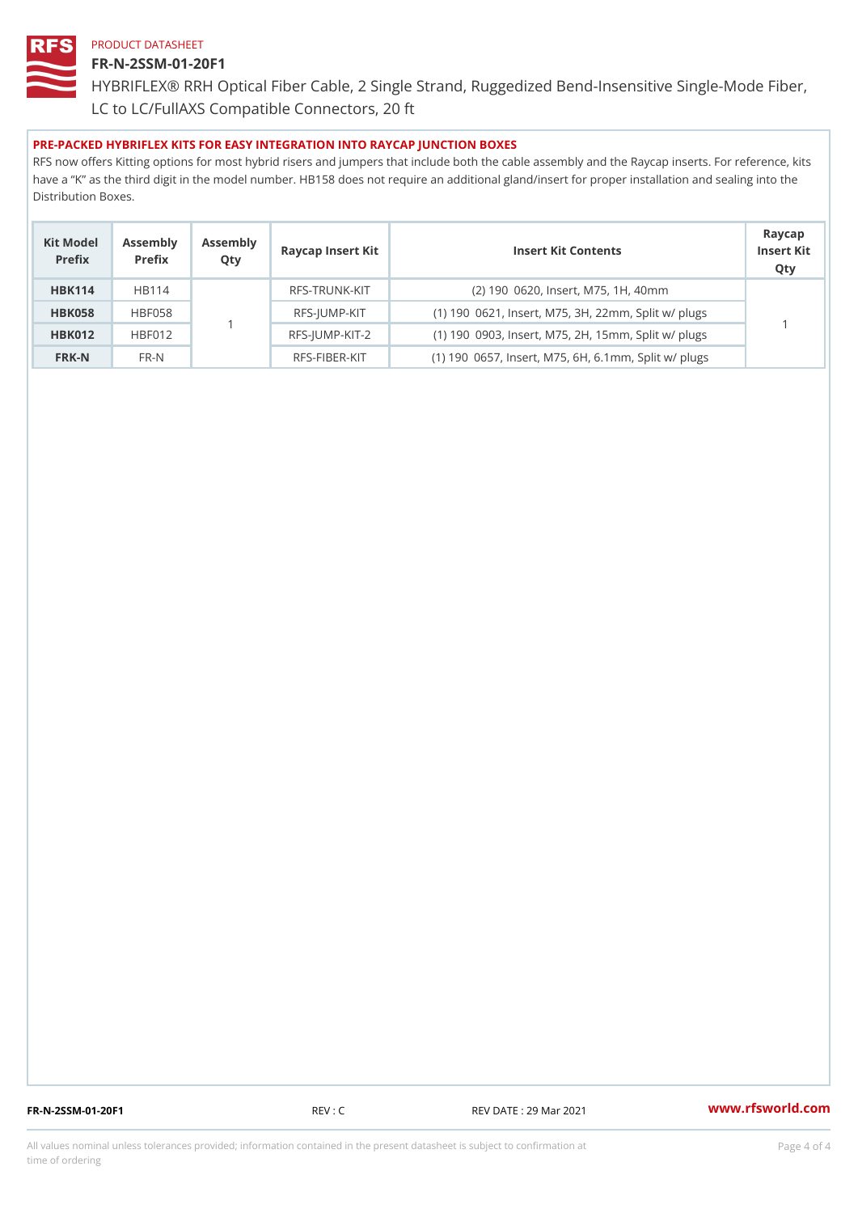PRODUCT DATASHEET

# FR-N-2SSM-01-20F1

HYBRIFLEX® RRH Optical Fiber Cable, 2 Single Strand, Ruggedized Bend-Insensitive Single-Mode Fiber, LC to LC/FullAXS Compatible Connectors, 20 ft

## PRE-PACKED HYBRIFLEX KITS FOR EASY INTEGRATION INTO RAYCAP JUNCTION BOXES

RFS now offers Kitting options for most hybrid risers and jumpers that include both the cable assembly and the Raycap inserts. For reference, kits have a "K" as the third digit in the model number. HB158 does not require an additional gland/insert for proper installation and sealing into the Distribution Boxes.

| Kit Model Prefix | Assembly Prefix | Assembly Qty | Raycap Insert Kit | Insert Kit Contents | Raycap Insert Kit Qty |
|---|---|---|---|---|---|
| HBK114 | HB114 | 1 | RFS-TRUNK-KIT | (2) 190 0620, Insert, M75, 1H, 40mm | 1 |
| HBK058 | HBF058 | | RFS-JUMP-KIT | (1) 190 0621, Insert, M75, 3H, 22mm, Split w/ plugs | |
| HBK012 | HBF012 | | RFS-JUMP-KIT-2 | (1) 190 0903, Insert, M75, 2H, 15mm, Split w/ plugs | |
| FRK-N | FR-N | | RFS-FIBER-KIT | (1) 190 0657, Insert, M75, 6H, 6.1mm, Split w/ plugs | |

FR-N-2SSM-01-20F1 REV : C REV DATE : 29 Mar 2021 www.rfsworld.com

All values nominal unless tolerances provided; information contained in the present datasheet is subject to confirmation at time of ordering